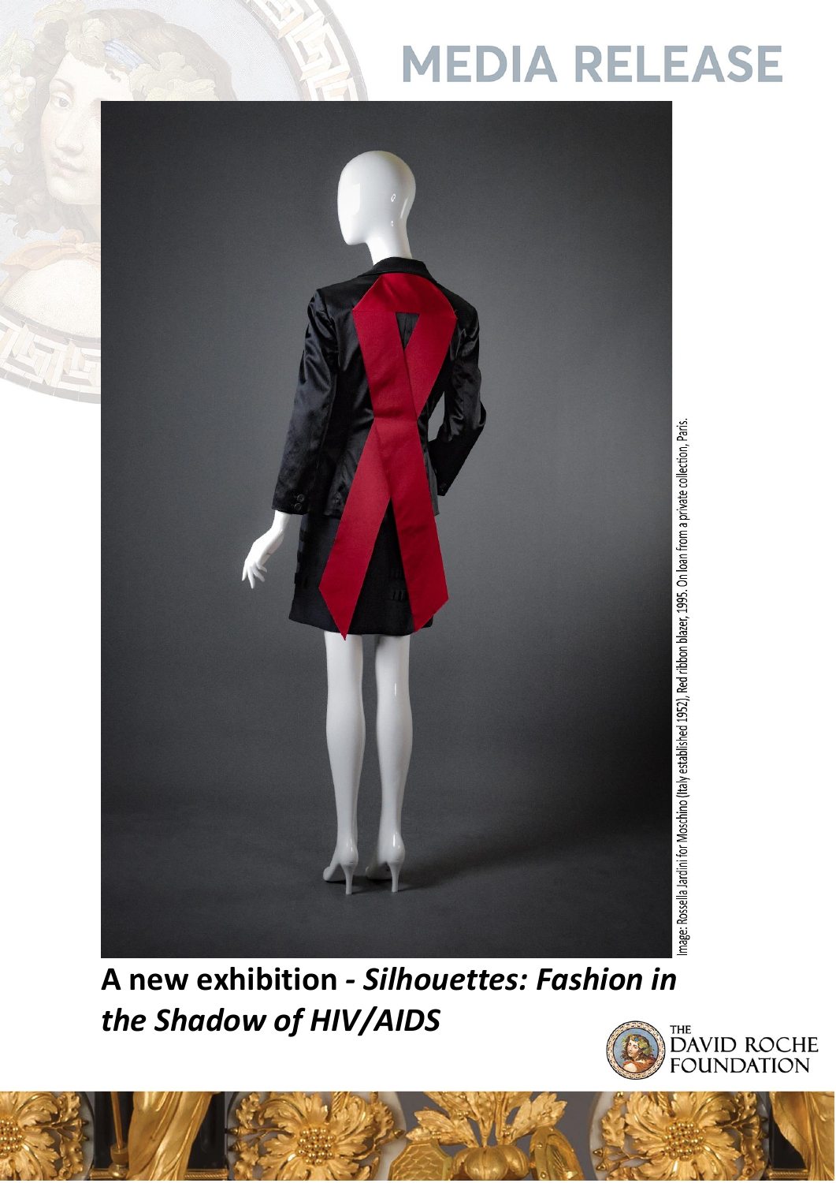# MEDIA RELEASE

Image: Rossella Jardini for Moschino (Italy established 1952), Red ribbon blazer, 1995. On loan from a private collection, Paris.

**A new exhibition -** ***Silhouettes: Fashion in the Shadow of HIV/AIDS***

THE DAVID ROCHE FOUNDATION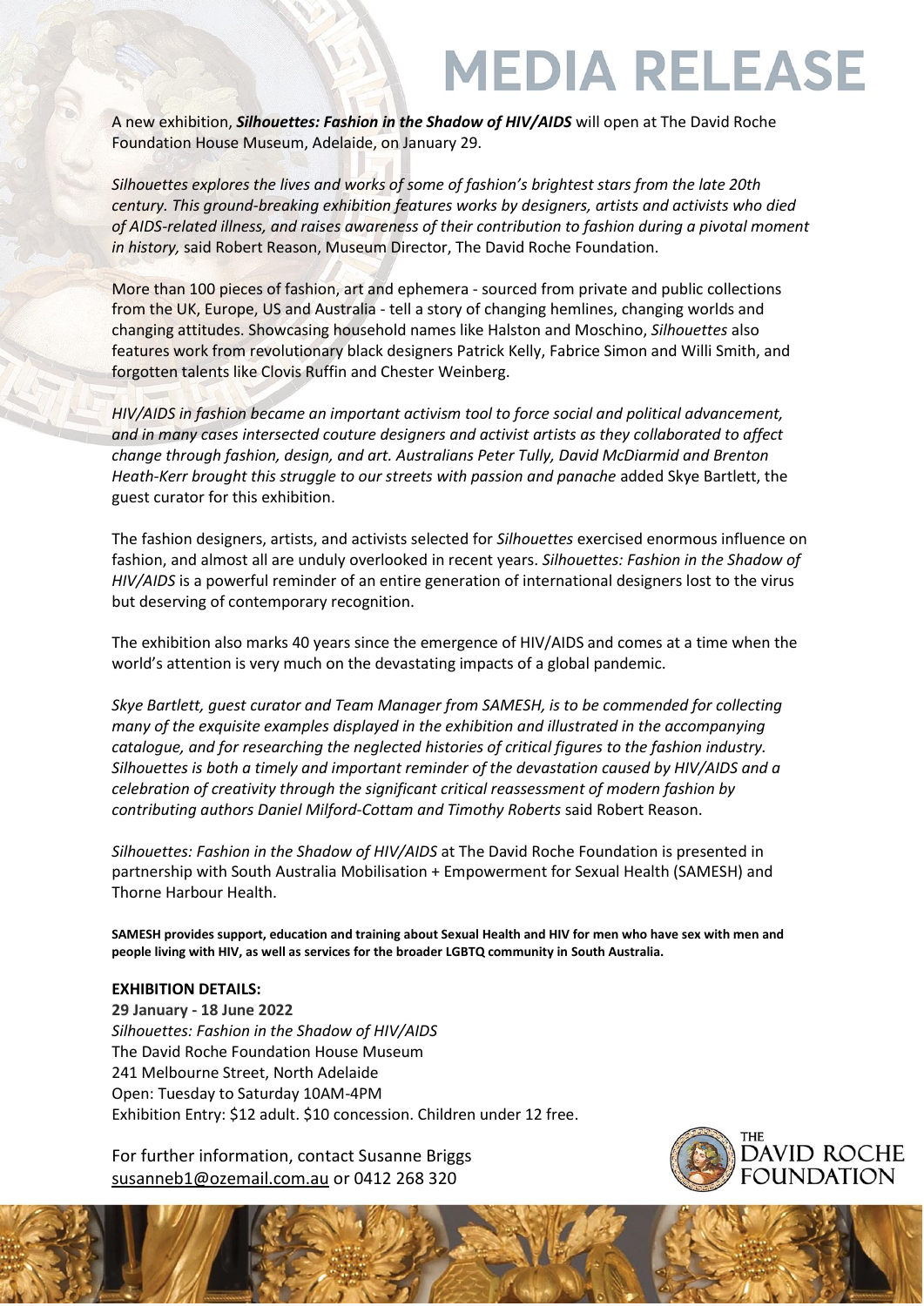# MEDIA RELEASE

A new exhibition, ***Silhouettes: Fashion in the Shadow of HIV/AIDS*** will open at The David Roche Foundation House Museum, Adelaide, on January 29.

*Silhouettes explores the lives and works of some of fashion's brightest stars from the late 20th century. This ground-breaking exhibition features works by designers, artists and activists who died of AIDS-related illness, and raises awareness of their contribution to fashion during a pivotal moment in history,* said Robert Reason, Museum Director, The David Roche Foundation.

More than 100 pieces of fashion, art and ephemera - sourced from private and public collections from the UK, Europe, US and Australia - tell a story of changing hemlines, changing worlds and changing attitudes. Showcasing household names like Halston and Moschino, *Silhouettes* also features work from revolutionary black designers Patrick Kelly, Fabrice Simon and Willi Smith, and forgotten talents like Clovis Ruffin and Chester Weinberg.

*HIV/AIDS in fashion became an important activism tool to force social and political advancement, and in many cases intersected couture designers and activist artists as they collaborated to affect change through fashion, design, and art. Australians Peter Tully, David McDiarmid and Brenton Heath-Kerr brought this struggle to our streets with passion and panache* added Skye Bartlett, the guest curator for this exhibition.

The fashion designers, artists, and activists selected for *Silhouettes* exercised enormous influence on fashion, and almost all are unduly overlooked in recent years. *Silhouettes: Fashion in the Shadow of HIV/AIDS* is a powerful reminder of an entire generation of international designers lost to the virus but deserving of contemporary recognition.

The exhibition also marks 40 years since the emergence of HIV/AIDS and comes at a time when the world's attention is very much on the devastating impacts of a global pandemic.

*Skye Bartlett, guest curator and Team Manager from SAMESH, is to be commended for collecting many of the exquisite examples displayed in the exhibition and illustrated in the accompanying catalogue, and for researching the neglected histories of critical figures to the fashion industry. Silhouettes is both a timely and important reminder of the devastation caused by HIV/AIDS and a celebration of creativity through the significant critical reassessment of modern fashion by contributing authors Daniel Milford-Cottam and Timothy Roberts* said Robert Reason.

*Silhouettes: Fashion in the Shadow of HIV/AIDS* at The David Roche Foundation is presented in partnership with South Australia Mobilisation + Empowerment for Sexual Health (SAMESH) and Thorne Harbour Health.

**SAMESH provides support, education and training about Sexual Health and HIV for men who have sex with men and people living with HIV, as well as services for the broader LGBTQ community in South Australia.**

**EXHIBITION DETAILS:**
**29 January - 18 June 2022**
*Silhouettes: Fashion in the Shadow of HIV/AIDS*
The David Roche Foundation House Museum
241 Melbourne Street, North Adelaide
Open: Tuesday to Saturday 10AM-4PM
Exhibition Entry: $12 adult. $10 concession. Children under 12 free.

For further information, contact Susanne Briggs
susanneb1@ozemail.com.au or 0412 268 320

THE DAVID ROCHE FOUNDATION